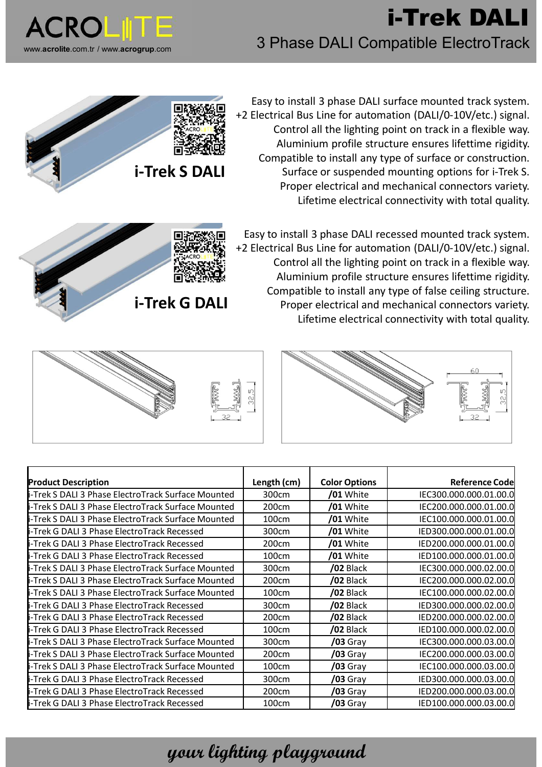# i-Trek DALI

## 3 Phase DALI Compatible ElectroTrack

ACROLITE

www.acrolite.com.tr / www.acrogrup.com

### i-Trek S DALI

Easy to install 3 phase DALI surface mounted track system.
+2 Electrical Bus Line for automation (DALI/0-10V/etc.) signal.
Control all the lighting point on track in a flexible way.
Aluminium profile structure ensures lifettime rigidity.
Compatible to install any type of surface or construction.
Surface or suspended mounting options for i-Trek S.
Proper electrical and mechanical connectors variety.
Lifetime electrical connectivity with total quality.

### i-Trek G DALI

Easy to install 3 phase DALI recessed mounted track system.
+2 Electrical Bus Line for automation (DALI/0-10V/etc.) signal.
Control all the lighting point on track in a flexible way.
Aluminium profile structure ensures lifettime rigidity.
Compatible to install any type of false ceiling structure.
Proper electrical and mechanical connectors variety.
Lifetime electrical connectivity with total quality.

32 32,5

60 32 32,5

| Product Description | Length (cm) | Color Options | Reference Code |
|---|---|---|---|
| i-Trek S DALI 3 Phase ElectroTrack Surface Mounted | 300cm | **/01** White | IEC300.000.000.01.00.0 |
| i-Trek S DALI 3 Phase ElectroTrack Surface Mounted | 200cm | **/01** White | IEC200.000.000.01.00.0 |
| i-Trek S DALI 3 Phase ElectroTrack Surface Mounted | 100cm | **/01** White | IEC100.000.000.01.00.0 |
| i-Trek G DALI 3 Phase ElectroTrack Recessed | 300cm | **/01** White | IED300.000.000.01.00.0 |
| i-Trek G DALI 3 Phase ElectroTrack Recessed | 200cm | **/01** White | IED200.000.000.01.00.0 |
| i-Trek G DALI 3 Phase ElectroTrack Recessed | 100cm | **/01** White | IED100.000.000.01.00.0 |
| i-Trek S DALI 3 Phase ElectroTrack Surface Mounted | 300cm | **/02** Black | IEC300.000.000.02.00.0 |
| i-Trek S DALI 3 Phase ElectroTrack Surface Mounted | 200cm | **/02** Black | IEC200.000.000.02.00.0 |
| i-Trek S DALI 3 Phase ElectroTrack Surface Mounted | 100cm | **/02** Black | IEC100.000.000.02.00.0 |
| i-Trek G DALI 3 Phase ElectroTrack Recessed | 300cm | **/02** Black | IED300.000.000.02.00.0 |
| i-Trek G DALI 3 Phase ElectroTrack Recessed | 200cm | **/02** Black | IED200.000.000.02.00.0 |
| i-Trek G DALI 3 Phase ElectroTrack Recessed | 100cm | **/02** Black | IED100.000.000.02.00.0 |
| i-Trek S DALI 3 Phase ElectroTrack Surface Mounted | 300cm | **/03** Gray | IEC300.000.000.03.00.0 |
| i-Trek S DALI 3 Phase ElectroTrack Surface Mounted | 200cm | **/03** Gray | IEC200.000.000.03.00.0 |
| i-Trek S DALI 3 Phase ElectroTrack Surface Mounted | 100cm | **/03** Gray | IEC100.000.000.03.00.0 |
| i-Trek G DALI 3 Phase ElectroTrack Recessed | 300cm | **/03** Gray | IED300.000.000.03.00.0 |
| i-Trek G DALI 3 Phase ElectroTrack Recessed | 200cm | **/03** Gray | IED200.000.000.03.00.0 |
| i-Trek G DALI 3 Phase ElectroTrack Recessed | 100cm | **/03** Gray | IED100.000.000.03.00.0 |

*your lighting playground*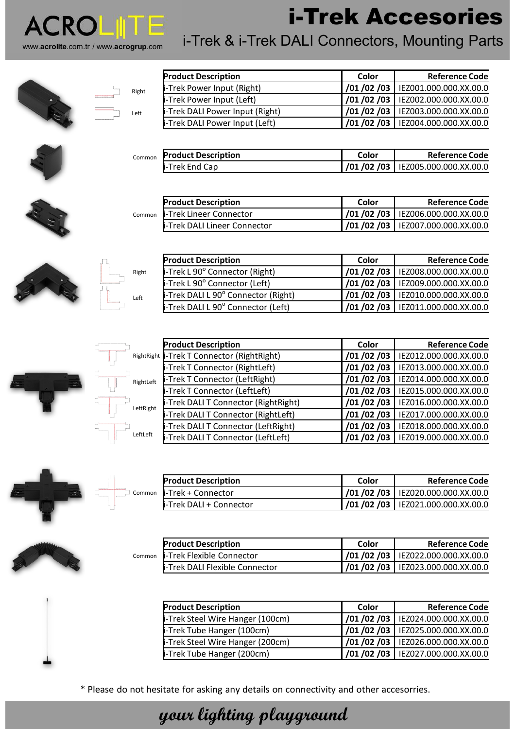# i-Trek Accesories

## i-Trek & i-Trek DALI Connectors, Mounting Parts

www.acrolite.com.tr / www.acrogrup.com

Right

Left

| Product Description | Color | Reference Code |
| --- | --- | --- |
| i-Trek Power Input (Right) | /01 /02 /03 | IEZ001.000.000.XX.00.0 |
| i-Trek Power Input (Left) | /01 /02 /03 | IEZ002.000.000.XX.00.0 |
| i-Trek DALI Power Input (Right) | /01 /02 /03 | IEZ003.000.000.XX.00.0 |
| i-Trek DALI Power Input (Left) | /01 /02 /03 | IEZ004.000.000.XX.00.0 |

Common

| Product Description | Color | Reference Code |
| --- | --- | --- |
| i-Trek End Cap | /01 /02 /03 | IEZ005.000.000.XX.00.0 |

Common

| Product Description | Color | Reference Code |
| --- | --- | --- |
| i-Trek Lineer Connector | /01 /02 /03 | IEZ006.000.000.XX.00.0 |
| i-Trek DALI Lineer Connector | /01 /02 /03 | IEZ007.000.000.XX.00.0 |

Right

Left

| Product Description | Color | Reference Code |
| --- | --- | --- |
| i-Trek L 90° Connector (Right) | /01 /02 /03 | IEZ008.000.000.XX.00.0 |
| i-Trek L 90° Connector (Left) | /01 /02 /03 | IEZ009.000.000.XX.00.0 |
| i-Trek DALI L 90° Connector (Right) | /01 /02 /03 | IEZ010.000.000.XX.00.0 |
| i-Trek DALI L 90° Connector (Left) | /01 /02 /03 | IEZ011.000.000.XX.00.0 |

RightRight

RightLeft

LeftRight

LeftLeft

| Product Description | Color | Reference Code |
| --- | --- | --- |
| i-Trek T Connector (RightRight) | /01 /02 /03 | IEZ012.000.000.XX.00.0 |
| i-Trek T Connector (RightLeft) | /01 /02 /03 | IEZ013.000.000.XX.00.0 |
| i-Trek T Connector (LeftRight) | /01 /02 /03 | IEZ014.000.000.XX.00.0 |
| i-Trek T Connector (LeftLeft) | /01 /02 /03 | IEZ015.000.000.XX.00.0 |
| i-Trek DALI T Connector (RightRight) | /01 /02 /03 | IEZ016.000.000.XX.00.0 |
| i-Trek DALI T Connector (RightLeft) | /01 /02 /03 | IEZ017.000.000.XX.00.0 |
| i-Trek DALI T Connector (LeftRight) | /01 /02 /03 | IEZ018.000.000.XX.00.0 |
| i-Trek DALI T Connector (LeftLeft) | /01 /02 /03 | IEZ019.000.000.XX.00.0 |

Common

| Product Description | Color | Reference Code |
| --- | --- | --- |
| i-Trek + Connector | /01 /02 /03 | IEZ020.000.000.XX.00.0 |
| i-Trek DALI + Connector | /01 /02 /03 | IEZ021.000.000.XX.00.0 |

Common

| Product Description | Color | Reference Code |
| --- | --- | --- |
| i-Trek Flexible Connector | /01 /02 /03 | IEZ022.000.000.XX.00.0 |
| i-Trek DALI Flexible Connector | /01 /02 /03 | IEZ023.000.000.XX.00.0 |

| Product Description | Color | Reference Code |
| --- | --- | --- |
| i-Trek Steel Wire Hanger (100cm) | /01 /02 /03 | IEZ024.000.000.XX.00.0 |
| i-Trek Tube Hanger (100cm) | /01 /02 /03 | IEZ025.000.000.XX.00.0 |
| i-Trek Steel Wire Hanger (200cm) | /01 /02 /03 | IEZ026.000.000.XX.00.0 |
| i-Trek Tube Hanger (200cm) | /01 /02 /03 | IEZ027.000.000.XX.00.0 |

* Please do not hesitate for asking any details on connectivity and other accesories.

*your lighting playground*